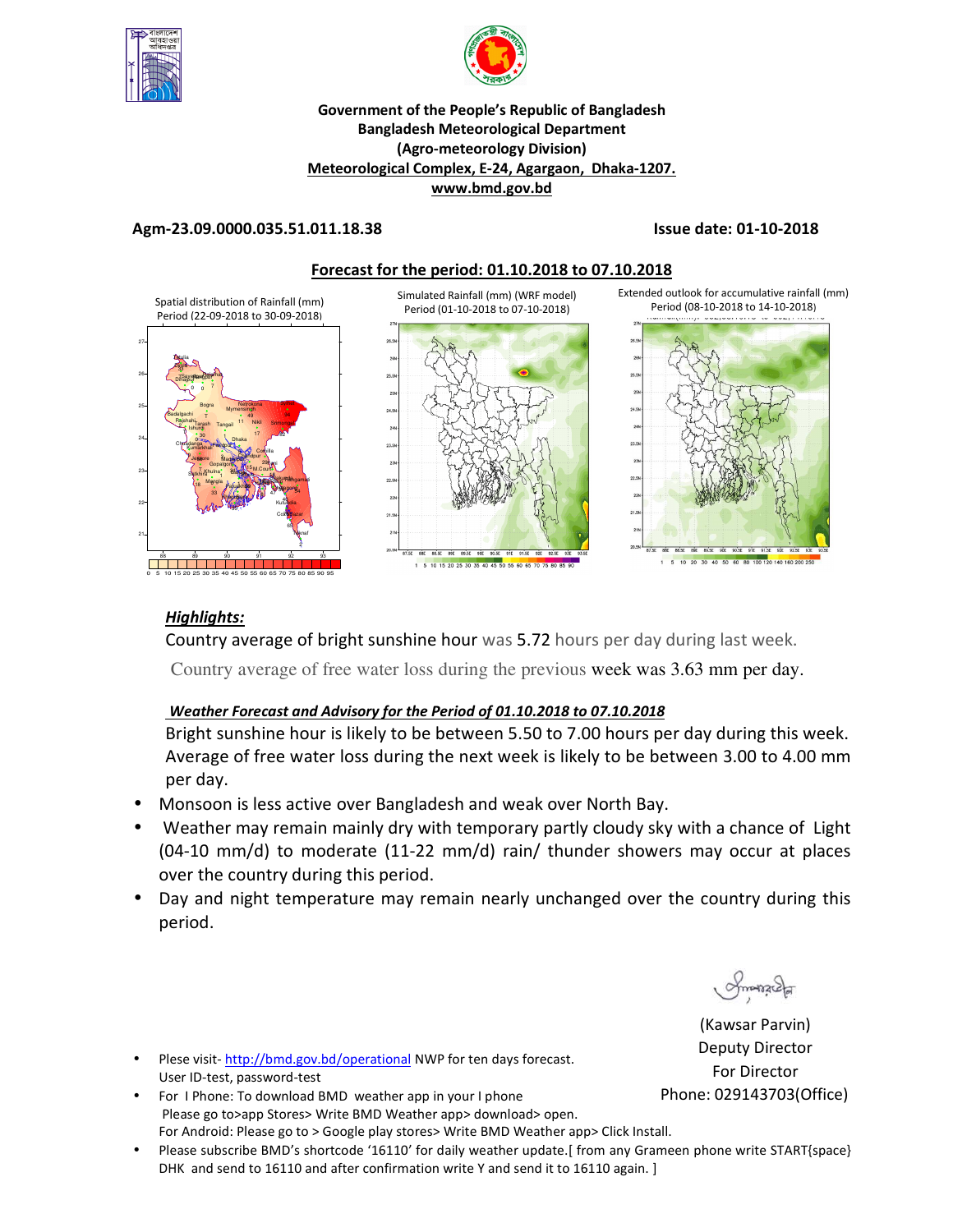**Government of the People's Republic of Bangladesh**
**Bangladesh Meteorological Department**
**(Agro-meteorology Division)**
**Meteorological Complex, E-24, Agargaon, Dhaka-1207.**
**www.bmd.gov.bd**

**Agm-23.09.0000.035.51.011.18.38** **Issue date: 01-10-2018**

## Forecast for the period: 01.10.2018 to 07.10.2018

Spatial distribution of Rainfall (mm)
Period (22-09-2018 to 30-09-2018)

Simulated Rainfall (mm) (WRF model)
Period (01-10-2018 to 07-10-2018)

Extended outlook for accumulative rainfall (mm)
Period (08-10-2018 to 14-10-2018)

### *Highlights:*

Country average of bright sunshine hour was 5.72 hours per day during last week.

Country average of free water loss during the previous week was 3.63 mm per day.

### *Weather Forecast and Advisory for the Period of 01.10.2018 to 07.10.2018*

Bright sunshine hour is likely to be between 5.50 to 7.00 hours per day during this week. Average of free water loss during the next week is likely to be between 3.00 to 4.00 mm per day.

- Monsoon is less active over Bangladesh and weak over North Bay.
- Weather may remain mainly dry with temporary partly cloudy sky with a chance of Light (04-10 mm/d) to moderate (11-22 mm/d) rain/ thunder showers may occur at places over the country during this period.
- Day and night temperature may remain nearly unchanged over the country during this period.

(Kawsar Parvin)
Deputy Director
For Director
Phone: 029143703(Office)

- Plese visit- http://bmd.gov.bd/operational NWP for ten days forecast. User ID-test, password-test
- For I Phone: To download BMD weather app in your I phone
  Please go to>app Stores> Write BMD Weather app> download> open.
  For Android: Please go to > Google play stores> Write BMD Weather app> Click Install.
- Please subscribe BMD's shortcode '16110' for daily weather update.[ from any Grameen phone write START{space} DHK and send to 16110 and after confirmation write Y and send it to 16110 again. ]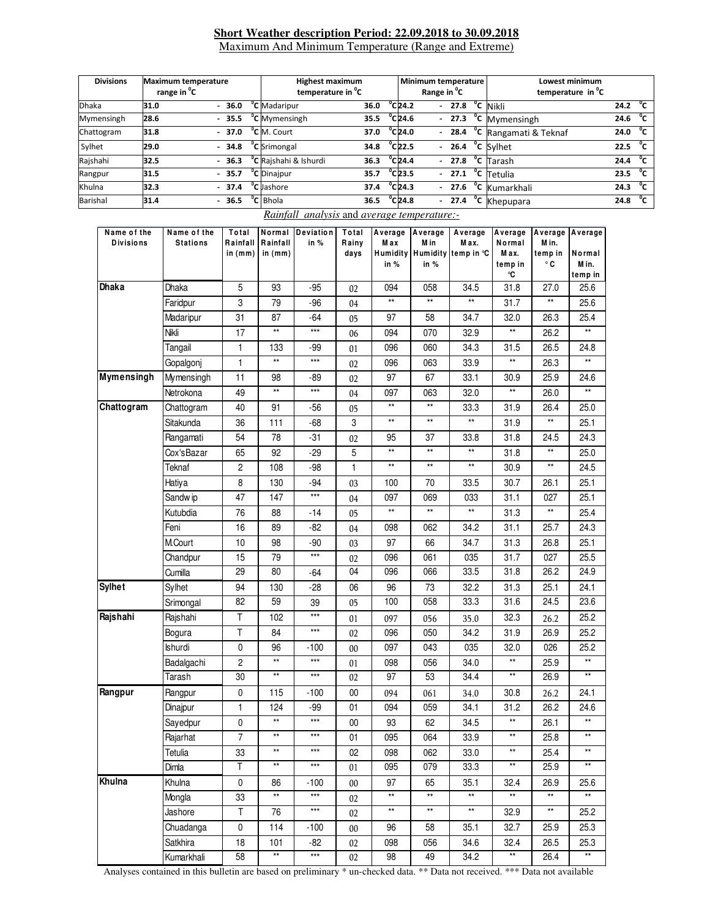**Short Weather description Period: 22.09.2018 to 30.09.2018**

Maximum And Minimum Temperature (Range and Extreme)

| Divisions | Maximum temperature range in °C | Highest maximum temperature in °C | | Minimum temperature Range in °C | Lowest minimum temperature in °C | |
|---|---|---|---|---|---|---|
| Dhaka | 31.0 - 36.0 °C | Madaripur | 36.0 °C | 24.2 - 27.8 °C | Nikli | 24.2 °C |
| Mymensingh | 28.6 - 35.5 °C | Mymensingh | 35.5 °C | 24.6 - 27.3 °C | Mymensingh | 24.6 °C |
| Chattogram | 31.8 - 37.0 °C | M. Court | 37.0 °C | 24.0 - 28.4 °C | Rangamati & Teknaf | 24.0 °C |
| Sylhet | 29.0 - 34.8 °C | Srimongal | 34.8 °C | 22.5 - 26.4 °C | Sylhet | 22.5 °C |
| Rajshahi | 32.5 - 36.3 °C | Rajshahi & Ishurdi | 36.3 °C | 24.4 - 27.8 °C | Tarash | 24.4 °C |
| Rangpur | 31.5 - 35.7 °C | Dinajpur | 35.7 °C | 23.5 - 27.1 °C | Tetulia | 23.5 °C |
| Khulna | 32.3 - 37.4 °C | Jashore | 37.4 °C | 24.3 - 27.6 °C | Kumarkhali | 24.3 °C |
| Barishal | 31.4 - 36.5 °C | Bhola | 36.5 °C | 24.8 - 27.4 °C | Khepupara | 24.8 °C |

*Rainfall analysis* and *average temperature:-*

| Name of the Divisions | Name of the Stations | Total Rainfall in (mm) | Normal Rainfall in (mm) | Deviation in % | Total Rainy days | Average Max Humidity in % | Average Min Humidity in % | Average Max. temp in °C | Average Normal Max. temp in °C | Average Min. temp in °C | Average Normal Min. temp in |
|---|---|---|---|---|---|---|---|---|---|---|---|
| **Dhaka** | Dhaka | 5 | 93 | -95 | 02 | 094 | 058 | 34.5 | 31.8 | 27.0 | 25.6 |
| | Faridpur | 3 | 79 | -96 | 04 | ** | ** | ** | 31.7 | ** | 25.6 |
| | Madaripur | 31 | 87 | -64 | 05 | 97 | 58 | 34.7 | 32.0 | 26.3 | 25.4 |
| | Nikli | 17 | ** | *** | 06 | 094 | 070 | 32.9 | ** | 26.2 | ** |
| | Tangail | 1 | 133 | -99 | 01 | 096 | 060 | 34.3 | 31.5 | 26.5 | 24.8 |
| | Gopalgonj | 1 | ** | *** | 02 | 096 | 063 | 33.9 | ** | 26.3 | ** |
| **Mymensingh** | Mymensingh | 11 | 98 | -89 | 02 | 97 | 67 | 33.1 | 30.9 | 25.9 | 24.6 |
| | Netrokona | 49 | ** | *** | 04 | 097 | 063 | 32.0 | ** | 26.0 | ** |
| **Chattogram** | Chattogram | 40 | 91 | -56 | 05 | ** | ** | 33.3 | 31.9 | 26.4 | 25.0 |
| | Sitakunda | 36 | 111 | -68 | 3 | ** | ** | ** | 31.9 | ** | 25.1 |
| | Rangamati | 54 | 78 | -31 | 02 | 95 | 37 | 33.8 | 31.8 | 24.5 | 24.3 |
| | Cox'sBazar | 65 | 92 | -29 | 5 | ** | ** | ** | 31.8 | ** | 25.0 |
| | Teknaf | 2 | 108 | -98 | 1 | ** | ** | ** | 30.9 | ** | 24.5 |
| | Hatiya | 8 | 130 | -94 | 03 | 100 | 70 | 33.5 | 30.7 | 26.1 | 25.1 |
| | Sandwip | 47 | 147 | *** | 04 | 097 | 069 | 033 | 31.1 | 027 | 25.1 |
| | Kutubdia | 76 | 88 | -14 | 05 | ** | ** | ** | 31.3 | ** | 25.4 |
| | Feni | 16 | 89 | -82 | 04 | 098 | 062 | 34.2 | 31.1 | 25.7 | 24.3 |
| | M.Court | 10 | 98 | -90 | 03 | 97 | 66 | 34.7 | 31.3 | 26.8 | 25.1 |
| | Chandpur | 15 | 79 | *** | 02 | 096 | 061 | 035 | 31.7 | 027 | 25.5 |
| | Cumilla | 29 | 80 | -64 | 04 | 096 | 066 | 33.5 | 31.8 | 26.2 | 24.9 |
| **Sylhet** | Sylhet | 94 | 130 | -28 | 06 | 96 | 73 | 32.2 | 31.3 | 25.1 | 24.1 |
| | Srimongal | 82 | 59 | 39 | 05 | 100 | 058 | 33.3 | 31.6 | 24.5 | 23.6 |
| **Rajshahi** | Rajshahi | T | 102 | *** | 01 | 097 | 056 | 35.0 | 32.3 | 26.2 | 25.2 |
| | Bogura | T | 84 | *** | 02 | 096 | 050 | 34.2 | 31.9 | 26.9 | 25.2 |
| | Ishurdi | 0 | 96 | -100 | 00 | 097 | 043 | 035 | 32.0 | 026 | 25.2 |
| | Badalgachi | 2 | ** | *** | 01 | 098 | 056 | 34.0 | ** | 25.9 | ** |
| | Tarash | 30 | ** | *** | 02 | 97 | 53 | 34.4 | ** | 26.9 | ** |
| **Rangpur** | Rangpur | 0 | 115 | -100 | 00 | 094 | 061 | 34.0 | 30.8 | 26.2 | 24.1 |
| | Dinajpur | 1 | 124 | -99 | 01 | 094 | 059 | 34.1 | 31.2 | 26.2 | 24.6 |
| | Sayedpur | 0 | ** | *** | 00 | 93 | 62 | 34.5 | ** | 26.1 | ** |
| | Rajarhat | 7 | ** | *** | 01 | 095 | 064 | 33.9 | ** | 25.8 | ** |
| | Tetulia | 33 | ** | *** | 02 | 098 | 062 | 33.0 | ** | 25.4 | ** |
| | Dimla | T | ** | *** | 01 | 095 | 079 | 33.3 | ** | 25.9 | ** |
| **Khulna** | Khulna | 0 | 86 | -100 | 00 | 97 | 65 | 35.1 | 32.4 | 26.9 | 25.6 |
| | Mongla | 33 | ** | *** | 02 | ** | ** | ** | ** | ** | ** |
| | Jashore | T | 76 | *** | 02 | ** | ** | ** | 32.9 | ** | 25.2 |
| | Chuadanga | 0 | 114 | -100 | 00 | 96 | 58 | 35.1 | 32.7 | 25.9 | 25.3 |
| | Satkhira | 18 | 101 | -82 | 02 | 098 | 056 | 34.6 | 32.4 | 26.5 | 25.3 |
| | Kumarkhali | 58 | ** | *** | 02 | 98 | 49 | 34.2 | ** | 26.4 | ** |

Analyses contained in this bulletin are based on preliminary * un-checked data. ** Data not received. *** Data not available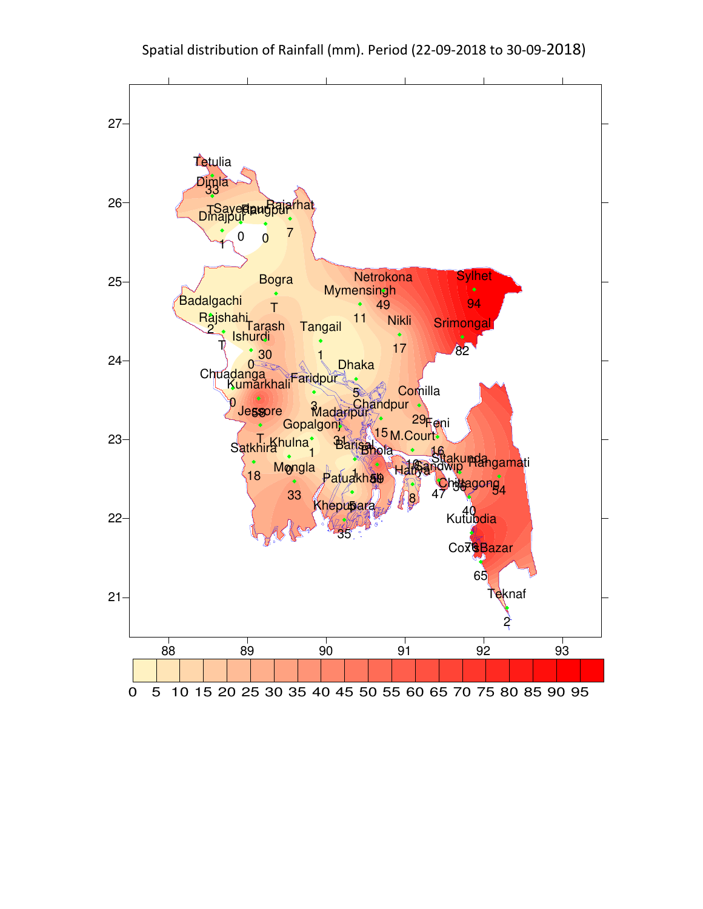Spatial distribution of Rainfall (mm). Period (22-09-2018 to 30-09-2018)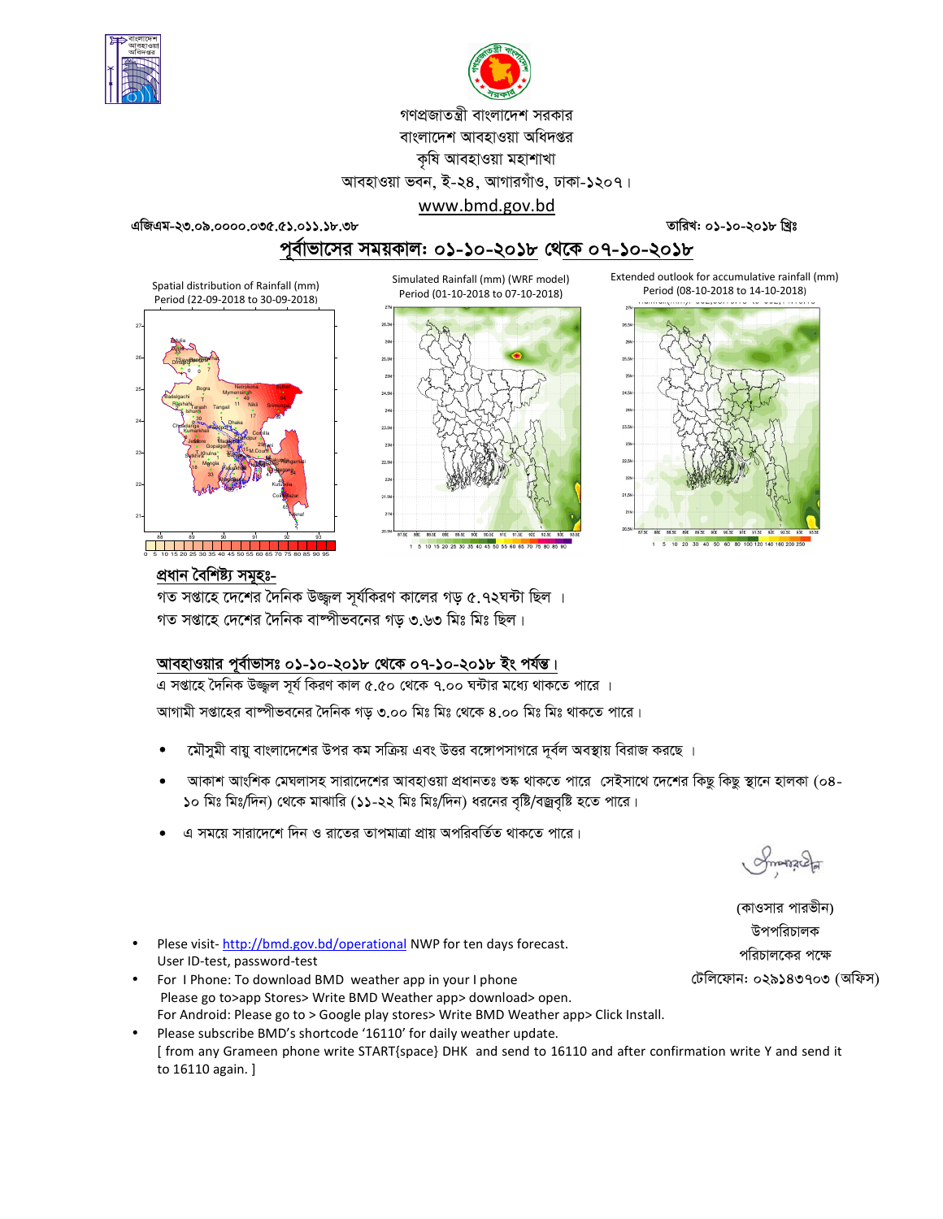গণপ্রজাতন্ত্রী বাংলাদেশ সরকার
বাংলাদেশ আবহাওয়া অধিদপ্তর
কৃষি আবহাওয়া মহাশাখা
আবহাওয়া ভবন, ই-২৪, আগারগাঁও, ঢাকা-১২০৭।
www.bmd.gov.bd

এজিএম-২৩.০৯.০০০০.০৩৫.৫১.০১১.১৮.৩৮ তারিখ: ০১-১০-২০১৮ খ্রিঃ

## পূর্বাভাসের সময়কাল: ০১-১০-২০১৮ থেকে ০৭-১০-২০১৮

Spatial distribution of Rainfall (mm) Period (22-09-2018 to 30-09-2018)

Simulated Rainfall (mm) (WRF model) Period (01-10-2018 to 07-10-2018)

Extended outlook for accumulative rainfall (mm) Period (08-10-2018 to 14-10-2018)

### প্রধান বৈশিষ্ট্য সমূহঃ-

গত সপ্তাহে দেশের দৈনিক উজ্জ্বল সূর্যকিরণ কালের গড় ৫.৭২ঘন্টা ছিল ।
গত সপ্তাহে দেশের দৈনিক বাষ্পীভবনের গড় ৩.৬৩ মিঃ মিঃ ছিল।

### আবহাওয়ার পূর্বাভাসঃ ০১-১০-২০১৮ থেকে ০৭-১০-২০১৮ ইং পর্যন্ত।

এ সপ্তাহে দৈনিক উজ্জ্বল সূর্য কিরণ কাল ৫.৫০ থেকে ৭.০০ ঘন্টার মধ্যে থাকতে পারে ।
আগামী সপ্তাহের বাষ্পীভবনের দৈনিক গড় ৩.০০ মিঃ মিঃ থেকে ৪.০০ মিঃ মিঃ থাকতে পারে।

- মৌসুমী বায়ু বাংলাদেশের উপর কম সক্রিয় এবং উত্তর বঙ্গোপসাগরে দূর্বল অবস্থায় বিরাজ করছে ।
- আকাশ আংশিক মেঘলাসহ সারাদেশের আবহাওয়া প্রধানতঃ শুষ্ক থাকতে পারে সেইসাথে দেশের কিছু কিছু স্থানে হালকা (০৪-১০ মিঃ মিঃ/দিন) থেকে মাঝারি (১১-২২ মিঃ মিঃ/দিন) ধরনের বৃষ্টি/বজ্রবৃষ্টি হতে পারে।
- এ সময়ে সারাদেশে দিন ও রাতের তাপমাত্রা প্রায় অপরিবর্তিত থাকতে পারে।

(কাওসার পারভীন)
উপপরিচালক
পরিচালকের পক্ষে
টেলিফোন: ০২৯১৪৩৭০৩ (অফিস)

- Plese visit- http://bmd.gov.bd/operational NWP for ten days forecast.
  User ID-test, password-test
- For I Phone: To download BMD weather app in your I phone
  Please go to>app Stores> Write BMD Weather app> download> open.
  For Android: Please go to > Google play stores> Write BMD Weather app> Click Install.
- Please subscribe BMD's shortcode '16110' for daily weather update.
  [ from any Grameen phone write START{space} DHK and send to 16110 and after confirmation write Y and send it to 16110 again. ]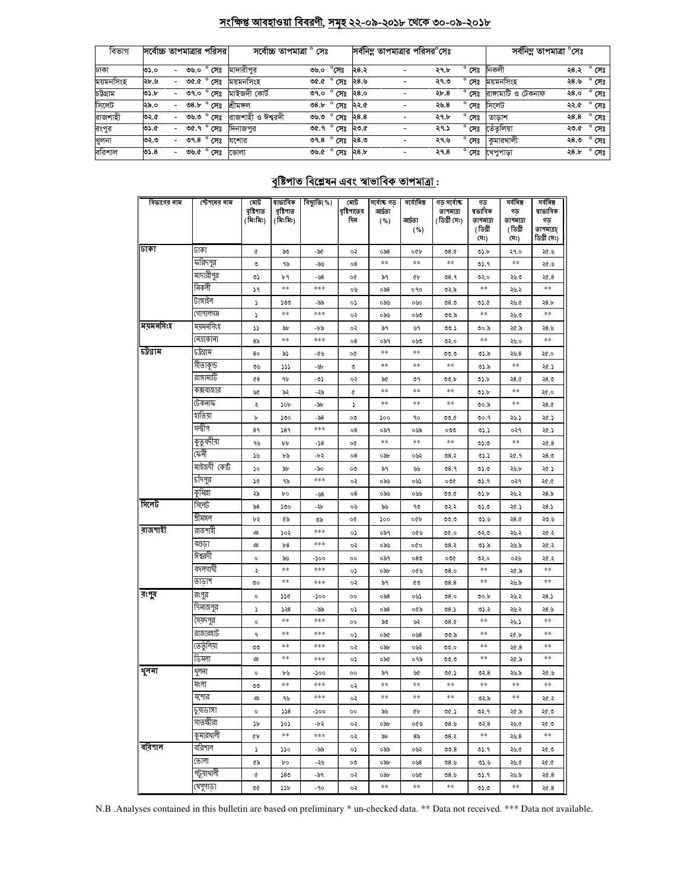## সংক্ষিপ্ত আবহাওয়া বিবরণী, সমূহ ২২-০৯-২০১৮ থেকে ৩০-০৯-২০১৮

| বিভাগ | সর্বোচ্চ তাপমাত্রার পরিসর | সর্বোচ্চ তাপমাত্রা ° সেঃ | | সর্বনিম্ন তাপমাত্রার পরিসর°সেঃ | সর্বনিম্ন তাপমাত্রা °সেঃ | |
|---|---|---|---|---|---|---|
| ঢাকা | ৩১.০ - ৩৬.০ ° সেঃ | মাদারীপুর | ৩৬.০ °সেঃ | ২৪.২ - ২৭.৮ ° সেঃ | নিকলী | ২৪.২ ° সেঃ |
| ময়মনসিংহ | ২৮.৬ - ৩৫.৫ ° সেঃ | ময়মনসিংহ | ৩৫.৫ ° সেঃ | ২৪.৬ - ২৭.৩ ° সেঃ | ময়মনসিংহ | ২৪.৬ ° সেঃ |
| চট্টগ্রাম | ৩১.৮ - ৩৭.০ ° সেঃ | মাইজদী কোর্ট | ৩৭.০ ° সেঃ | ২৪.০ - ২৮.৪ ° সেঃ | রাঙ্গামাটি ও টেকনাফ | ২৪.০ ° সেঃ |
| সিলেট | ২৯.০ - ৩৪.৮ ° সেঃ | শ্রীমঙ্গল | ৩৪.৮ ° সেঃ | ২২.৫ - ২৬.৪ ° সেঃ | সিলেট | ২২.৫ ° সেঃ |
| রাজশাহী | ৩২.৫ - ৩৬.৩ ° সেঃ | রাজশাহী ও ঈশ্বরদী | ৩৬.৩ ° সেঃ | ২৪.৪ - ২৭.৮ ° সেঃ | তাড়াশ | ২৪.৪ ° সেঃ |
| রংপুর | ৩১.৫ - ৩৫.৭ ° সেঃ | দিনাজপুর | ৩৫.৭ ° সেঃ | ২৩.৫ - ২৭.১ ° সেঃ | তেঁতুলিয়া | ২৩.৫ ° সেঃ |
| খুলনা | ৩২.৩ - ৩৭.৪ ° সেঃ | যশোর | ৩৭.৪ ° সেঃ | ২৪.৩ - ২৭.৬ ° সেঃ | কুমারখালী | ২৪.৩ ° সেঃ |
| বরিশাল | ৩১.৪ - ৩৬.৫ ° সেঃ | ভোলা | ৩৬.৫ ° সেঃ | ২৪.৮ - ২৭.৪ ° সেঃ | খেপুপাড়া | ২৪.৮ ° সেঃ |

## বৃষ্টিপাত বিশ্লেষন এবং স্বাভাবিক তাপমাত্রা :

| বিভাগের নাম | স্টেশনের নাম | মোট বৃষ্টিপাত (মিঃমিঃ) | স্বাভাবিক বৃষ্টিপাত (মিঃমিঃ) | বিচ্যুতি(%) | মোট বৃষ্টিপাতের দিন | সর্বোচ্চ গড় আর্দ্রতা (%) | সর্বোনিম্ন আর্দ্রতা (%) | গড় সর্বোচ্চ তাপমাত্রা (ডিগ্রী সেঃ) | গড় স্বাভাবিক তাপমাত্রা (ডিগ্রী সেঃ) | সর্বনিম্ন গড় তাপমাত্রা (ডিগ্রী সেঃ) | সর্বনিম্ন স্বাভাবিক গড় তাপমাত্রা( ডিগ্রী সেঃ) |
|---|---|---|---|---|---|---|---|---|---|---|---|
| ঢাকা | ঢাকা | ৫ | ৯৩ | -৯৫ | ০২ | ০৯৪ | ০৫৮ | ৩৪.৫ | ৩১.৮ | ২৭.০ | ২৫.৬ |
| | ফরিদপুর | ৩ | ৭৯ | -৯৬ | ০৪ | ** | ** | ** | ৩১.৭ | ** | ২৫.৬ |
| | মাদারীপুর | ৩১ | ৮৭ | -৬৪ | ০৫ | ৯৭ | ৫৮ | ৩৪.৭ | ৩২.০ | ২৬.৩ | ২৫.৪ |
| | নিকলী | ১৭ | ** | *** | ০৬ | ০৯৪ | ০৭০ | ৩২.৯ | ** | ২৬.২ | ** |
| | টাঙ্গাইল | ১ | ১৩৩ | -৯৯ | ০১ | ০৯৬ | ০৬০ | ৩৪.৩ | ৩১.৫ | ২৬.৫ | ২৪.৮ |
| | গোপালগঞ্জ | ১ | ** | *** | ০২ | ০৯৬ | ০৬৩ | ৩৩.৯ | ** | ২৬.৩ | ** |
| ময়মনসিংহ | ময়মনসিংহ | ১১ | ৯৮ | -৮৯ | ০২ | ৯৭ | ৬৭ | ৩৩.১ | ৩০.৯ | ২৫.৯ | ২৪.৬ |
| | নেত্রকোনা | ৪৯ | ** | *** | ০৪ | ০৯৭ | ০৬৩ | ৩২.০ | ** | ২৬.০ | ** |
| চট্টগ্রাম | চট্টগ্রাম | ৪০ | ৯১ | -৫৬ | ০৫ | ** | ** | ৩৩.৩ | ৩১.৯ | ২৬.৪ | ২৫.০ |
| | সীতাকুন্ড | ৩৬ | ১১১ | -৬৮ | ৩ | ** | ** | ** | ৩১.৯ | ** | ২৫.১ |
| | রাঙ্গামাটি | ৫৪ | ৭৮ | -৩১ | ০২ | ৯৫ | ৩৭ | ৩৩.৮ | ৩১.৮ | ২৪.৫ | ২৪.৩ |
| | কক্সবাজার | ৬৫ | ৯২ | -২৯ | ৫ | ** | ** | ** | ৩১.৮ | ** | ২৫.০ |
| | টেকনাফ | ২ | ১০৮ | -৯৮ | ১ | ** | ** | ** | ৩০.৯ | ** | ২৪.৫ |
| | হাতিয়া | ৮ | ১৩০ | -৯৪ | ০৩ | ১০০ | ৭০ | ৩৩.৫ | ৩০.৭ | ২৬.১ | ২৫.১ |
| | সন্দ্বীপ | ৪৭ | ১৪৭ | *** | ০৪ | ০৯৭ | ০৬৯ | ০৩৩ | ৩১.১ | ০২৭ | ২৫.১ |
| | কুতুবদীয়া | ৭৬ | ৮৮ | -১৪ | ০৫ | ** | ** | ** | ৩১.৩ | ** | ২৫.৪ |
| | ফেনী | ১৬ | ৮৯ | -৮২ | ০৪ | ০৯৮ | ০৬২ | ৩৪.২ | ৩১.১ | ২৫.৭ | ২৪.৩ |
| | মাইজদী কোর্ট | ১০ | ৯৮ | -৯০ | ০৩ | ৯৭ | ৬৬ | ৩৪.৭ | ৩১.৩ | ২৬.৮ | ২৫.১ |
| | চাঁদপুর | ১৫ | ৭৯ | *** | ০২ | ০৯৬ | ০৬১ | ০৩৫ | ৩১.৭ | ০২৭ | ২৫.৫ |
| | কুমিল্লা | ২৯ | ৮০ | -৬৪ | ০৪ | ০৯৬ | ০৬৬ | ৩৩.৫ | ৩১.৮ | ২৬.২ | ২৪.৯ |
| সিলেট | সিলেট | ৯৪ | ১৩০ | -২৮ | ০৬ | ৯৬ | ৭৩ | ৩২.২ | ৩১.৩ | ২৫.১ | ২৪.১ |
| | শ্রীমঙ্গল | ৮২ | ৫৯ | ৩৯ | ০৫ | ১০০ | ০৫৮ | ৩৩.৩ | ৩১.৬ | ২৪.৫ | ২৩.৬ |
| রাজশাহী | রাজশাহী | | ১০২ | *** | ০১ | ০৯৭ | ০৫৬ | ৩৫.০ | ৩২.৩ | ২৬.২ | ২৫.২ |
| | বগুড়া | | ৮৪ | *** | ০২ | ০৯৬ | ০৫০ | ৩৪.২ | ৩১.৯ | ২৬.৯ | ২৫.২ |
| | ঈশ্বরদী | ০ | ৯৬ | -১০০ | ০০ | ০৯৭ | ০৪৩ | ০৩৫ | ৩২.০ | ০২৬ | ২৫.২ |
| | বদলগাছী | ২ | ** | *** | ০১ | ০৯৮ | ০৫৬ | ৩৪.০ | ** | ২৫.৯ | ** |
| | তাড়াশ | ৩০ | ** | *** | ০২ | ৯৭ | ৫৩ | ৩৪.৪ | ** | ২৬.৯ | ** |
| রংপুর | রংপুর | ০ | ১১৫ | -১০০ | ০০ | ০৯৪ | ০৬১ | ৩৪.০ | ৩০.৮ | ২৬.২ | ২৪.১ |
| | দিনাজপুর | ১ | ১২৪ | -৯৯ | ০১ | ০৯৪ | ০৫৯ | ৩৪.১ | ৩১.২ | ২৬.২ | ২৪.৬ |
| | সৈয়দপুর | ০ | ** | *** | ০০ | ৯৩ | ৬২ | ৩৪.৫ | ** | ২৬.১ | ** |
| | রাজারহাট | ৭ | ** | *** | ০১ | ০৯৫ | ০৬৪ | ৩৩.৯ | ** | ২৫.৮ | ** |
| | তেতুঁলিয়া | ৩৩ | ** | *** | ০২ | ০৯৮ | ০৬২ | ৩৩.০ | ** | ২৫.৪ | ** |
| | ডিমলা | | ** | *** | ০১ | ০৯৫ | ০৭৯ | ৩৩.৩ | ** | ২৫.৯ | ** |
| খুলনা | খুলনা | ০ | ৮৬ | -১০০ | ০০ | ৯৭ | ৬৫ | ৩৫.১ | ৩২.৪ | ২৬.৯ | ২৫.৬ |
| | মংলা | ৩৩ | ** | *** | ০২ | ** | ** | ** | ** | ** | ** |
| | যশোর | | ৭৬ | *** | ০২ | ** | ** | ** | ৩২.৯ | ** | ২৫.২ |
| | চুয়াডাঙ্গা | ০ | ১১৪ | -১০০ | ০০ | ৯৬ | ৫৮ | ৩৫.১ | ৩২.৭ | ২৫.৯ | ২৫.৩ |
| | সাতক্ষীরা | ১৮ | ১০১ | -৮২ | ০২ | ০৯৮ | ০৫৬ | ৩৪.৬ | ৩২.৪ | ২৬.৫ | ২৫.৩ |
| | কুমারখালী | ৫৮ | ** | *** | ০২ | ৯৮ | ৪৯ | ৩৪.২ | ** | ২৬.৪ | ** |
| বরিশাল | বরিশাল | ১ | ১১০ | -৯৯ | ০১ | ০৯৯ | ০৬২ | ৩৩.৪ | ৩১.৭ | ২৬.৫ | ২৫.৩ |
| | ভোলা | ৫৯ | ৮০ | -২৬ | ০৩ | ০৯৮ | ০৬৪ | ৩৪.৬ | ৩১.৬ | ২৬.৫ | ২৫.৫ |
| | পটুয়াখালী | ৫ | ১৪৩ | -৯৭ | ০২ | ০৯৮ | ০৬৫ | ৩৪.৬ | ৩১.৭ | ২৬.৯ | ২৫.৪ |
| | খেপুপাড়া | ৩৫ | ১১৮ | -৭০ | ০২ | ** | ** | ** | ৩১.৩ | ** | ২৫.৪ |

N.B .Analyses contained in this bulletin are based on preliminary * un-checked data. ** Data not received. *** Data not available.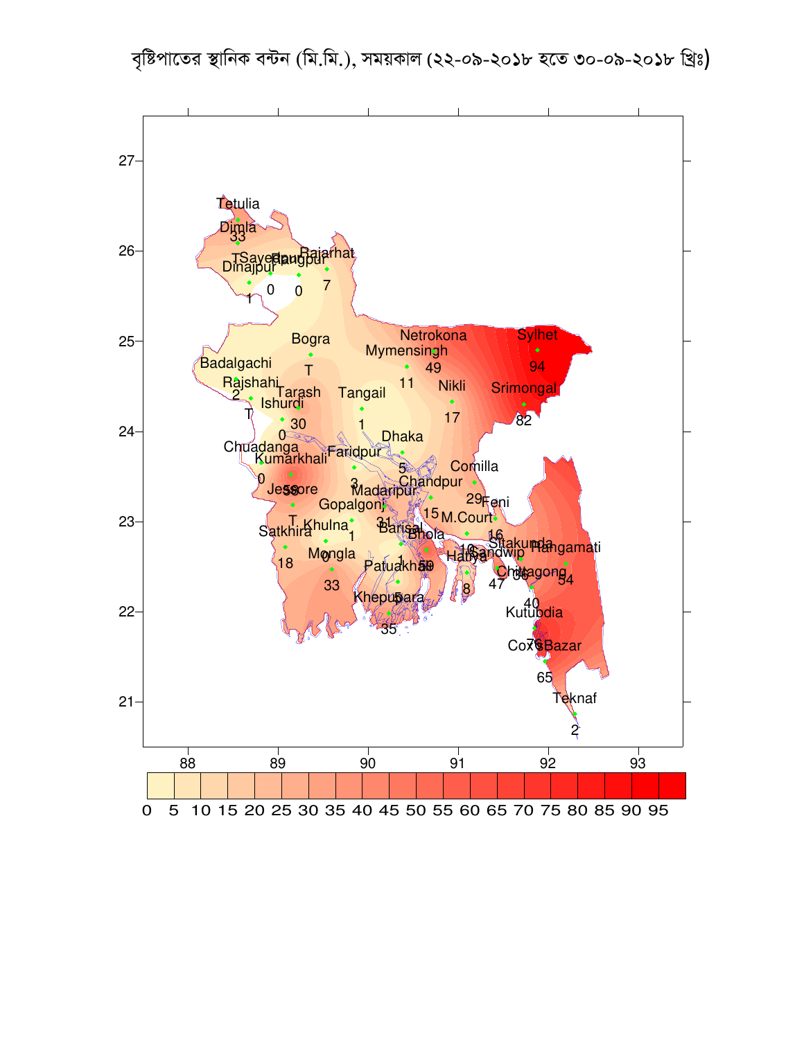বৃষ্টিপাতের স্থানিক বন্টন (মি.মি.), সময়কাল (২২-০৯-২০১৮ হতে ৩০-০৯-২০১৮ খ্রিঃ)

27
26
25
24
23
22
21

88
89
90
91
92
93

Tetulia
Dimla 33
TSayedpur
Rangpur
Rajarhat
Dinajpur
1
0
0
7
Bogra T
Badalgachi
Rajshahi 2
T
Tarash
Ishurdi
30
0
Netrokona
Mymensingh
49
11
Sylhet 94
Nikli 17
Srimongal 82
Tangail 1
Dhaka 5
Chuadanga 0
Kumarkhali
Faridpur 3
Jessore 59
T
Madaripur
Gopalgonj 31
Comilla
Chandpur 15
29
Feni
M.Court 16
Khulna 1
Satkhira 18
Mongla 0
33
Barisal 1
Bhola
Patuakhali 50
5
Khepupara 35
Sitakunda
Rangamati 54
Sandwip 10
Hatiya 8
Chittagong 47
36
40
Kutubdia
Cox'sBazar 76
65
Teknaf 2

0 5 10 15 20 25 30 35 40 45 50 55 60 65 70 75 80 85 90 95